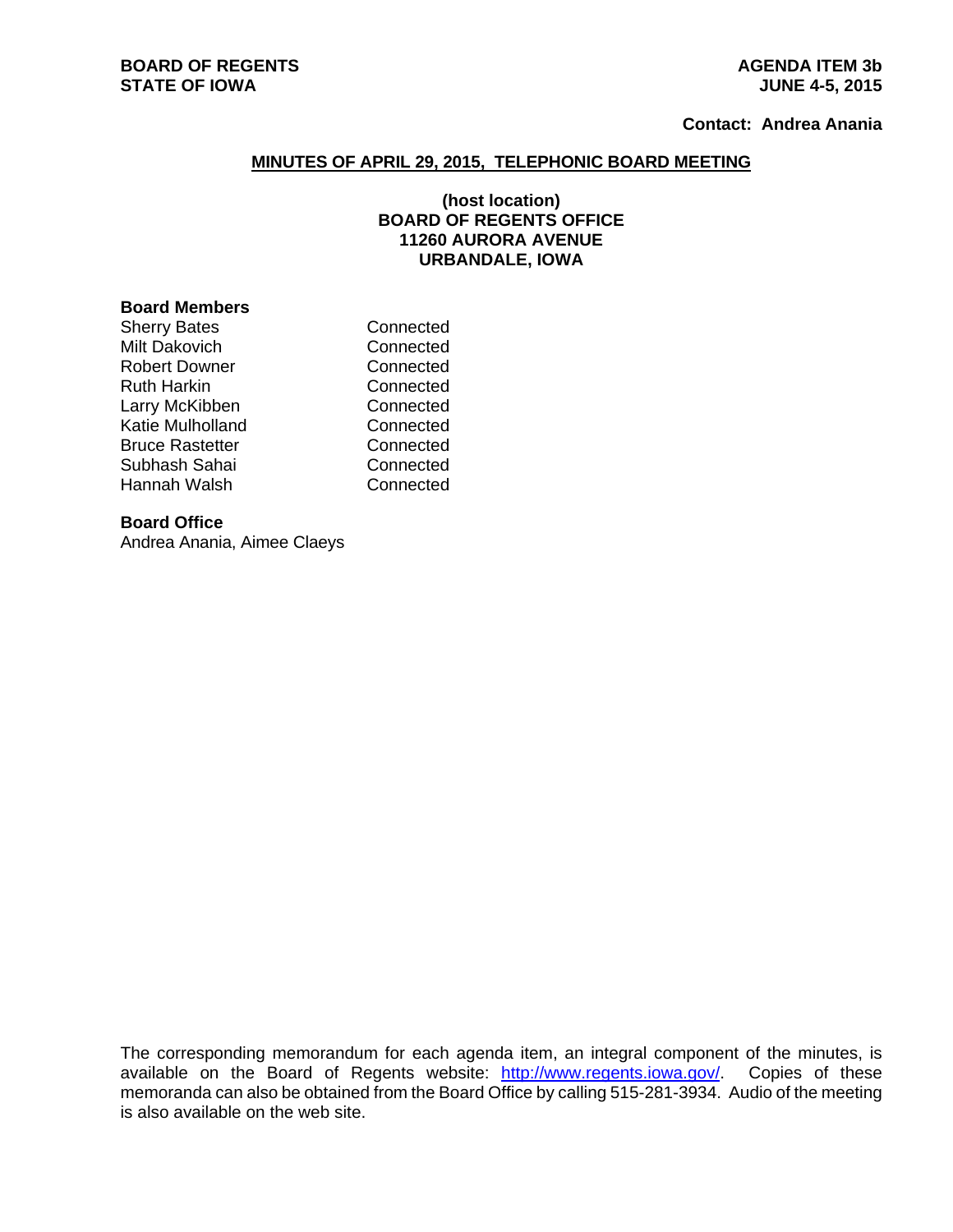**BOARD OF REGENTS**
**STATE OF IOWA**

**AGENDA ITEM 3b**
**JUNE 4-5, 2015**

**Contact: Andrea Anania**

## MINUTES OF APRIL 29, 2015, TELEPHONIC BOARD MEETING

**(host location)**
**BOARD OF REGENTS OFFICE**
**11260 AURORA AVENUE**
**URBANDALE, IOWA**

### Board Members

| | |
|---|---|
| Sherry Bates | Connected |
| Milt Dakovich | Connected |
| Robert Downer | Connected |
| Ruth Harkin | Connected |
| Larry McKibben | Connected |
| Katie Mulholland | Connected |
| Bruce Rastetter | Connected |
| Subhash Sahai | Connected |
| Hannah Walsh | Connected |

### Board Office

Andrea Anania, Aimee Claeys

The corresponding memorandum for each agenda item, an integral component of the minutes, is available on the Board of Regents website: http://www.regents.iowa.gov/. Copies of these memoranda can also be obtained from the Board Office by calling 515-281-3934. Audio of the meeting is also available on the web site.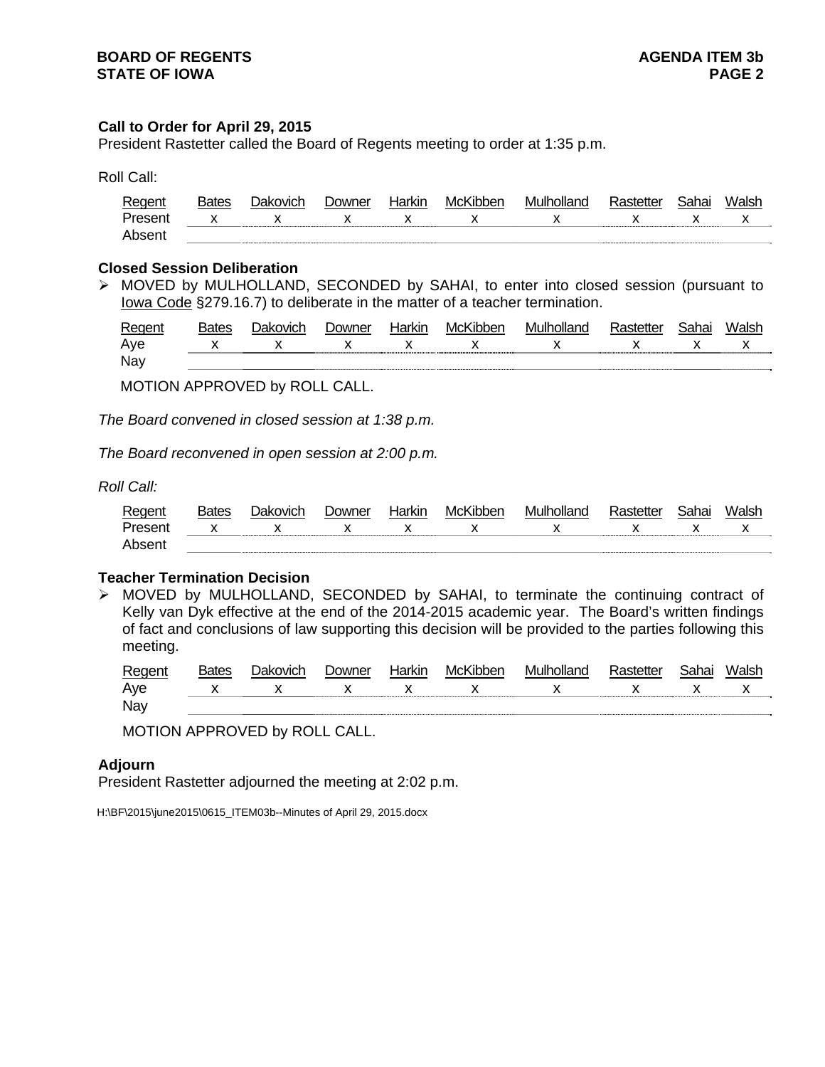### Call to Order for April 29, 2015

President Rastetter called the Board of Regents meeting to order at 1:35 p.m.

Roll Call:

| Regent | Bates | Dakovich | Downer | Harkin | McKibben | Mulholland | Rastetter | Sahai | Walsh |
|---|---|---|---|---|---|---|---|---|---|
| Present | x | x | x | x | x | x | x | x | x |
| Absent | | | | | | | | | |

### Closed Session Deliberation

- MOVED by MULHOLLAND, SECONDED by SAHAI, to enter into closed session (pursuant to Iowa Code §279.16.7) to deliberate in the matter of a teacher termination.

| Regent | Bates | Dakovich | Downer | Harkin | McKibben | Mulholland | Rastetter | Sahai | Walsh |
|---|---|---|---|---|---|---|---|---|---|
| Aye | x | x | x | x | x | x | x | x | x |
| Nay | | | | | | | | | |

MOTION APPROVED by ROLL CALL.

*The Board convened in closed session at 1:38 p.m.*

*The Board reconvened in open session at 2:00 p.m.*

*Roll Call:*

| Regent | Bates | Dakovich | Downer | Harkin | McKibben | Mulholland | Rastetter | Sahai | Walsh |
|---|---|---|---|---|---|---|---|---|---|
| Present | x | x | x | x | x | x | x | x | x |
| Absent | | | | | | | | | |

### Teacher Termination Decision

- MOVED by MULHOLLAND, SECONDED by SAHAI, to terminate the continuing contract of Kelly van Dyk effective at the end of the 2014-2015 academic year. The Board's written findings of fact and conclusions of law supporting this decision will be provided to the parties following this meeting.

| Regent | Bates | Dakovich | Downer | Harkin | McKibben | Mulholland | Rastetter | Sahai | Walsh |
|---|---|---|---|---|---|---|---|---|---|
| Aye | x | x | x | x | x | x | x | x | x |
| Nay | | | | | | | | | |

MOTION APPROVED by ROLL CALL.

### Adjourn

President Rastetter adjourned the meeting at 2:02 p.m.

H:\BF\2015\june2015\0615_ITEM03b--Minutes of April 29, 2015.docx